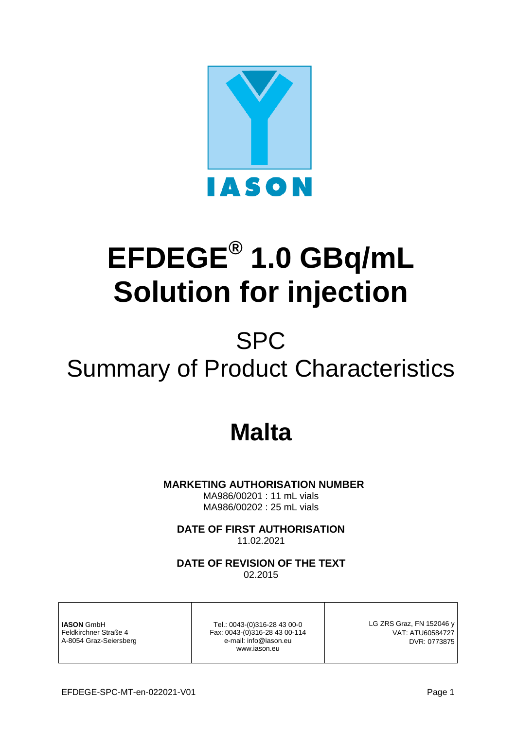IASON

# EFDEGE® 1.0 GBq/mL Solution for injection

## SPC
## Summary of Product Characteristics

# Malta

**MARKETING AUTHORISATION NUMBER**
MA986/00201 : 11 mL vials
MA986/00202 : 25 mL vials

**DATE OF FIRST AUTHORISATION**
11.02.2021

**DATE OF REVISION OF THE TEXT**
02.2015

| | | |
|---|---|---|
| **IASON** GmbH<br>Feldkirchner Straße 4<br>A-8054 Graz-Seiersberg | Tel.: 0043-(0)316-28 43 00-0<br>Fax: 0043-(0)316-28 43 00-114<br>e-mail: info@iason.eu<br>www.iason.eu | LG ZRS Graz, FN 152046 y<br>VAT: ATU60584727<br>DVR: 0773875 |

EFDEGE-SPC-MT-en-022021-V01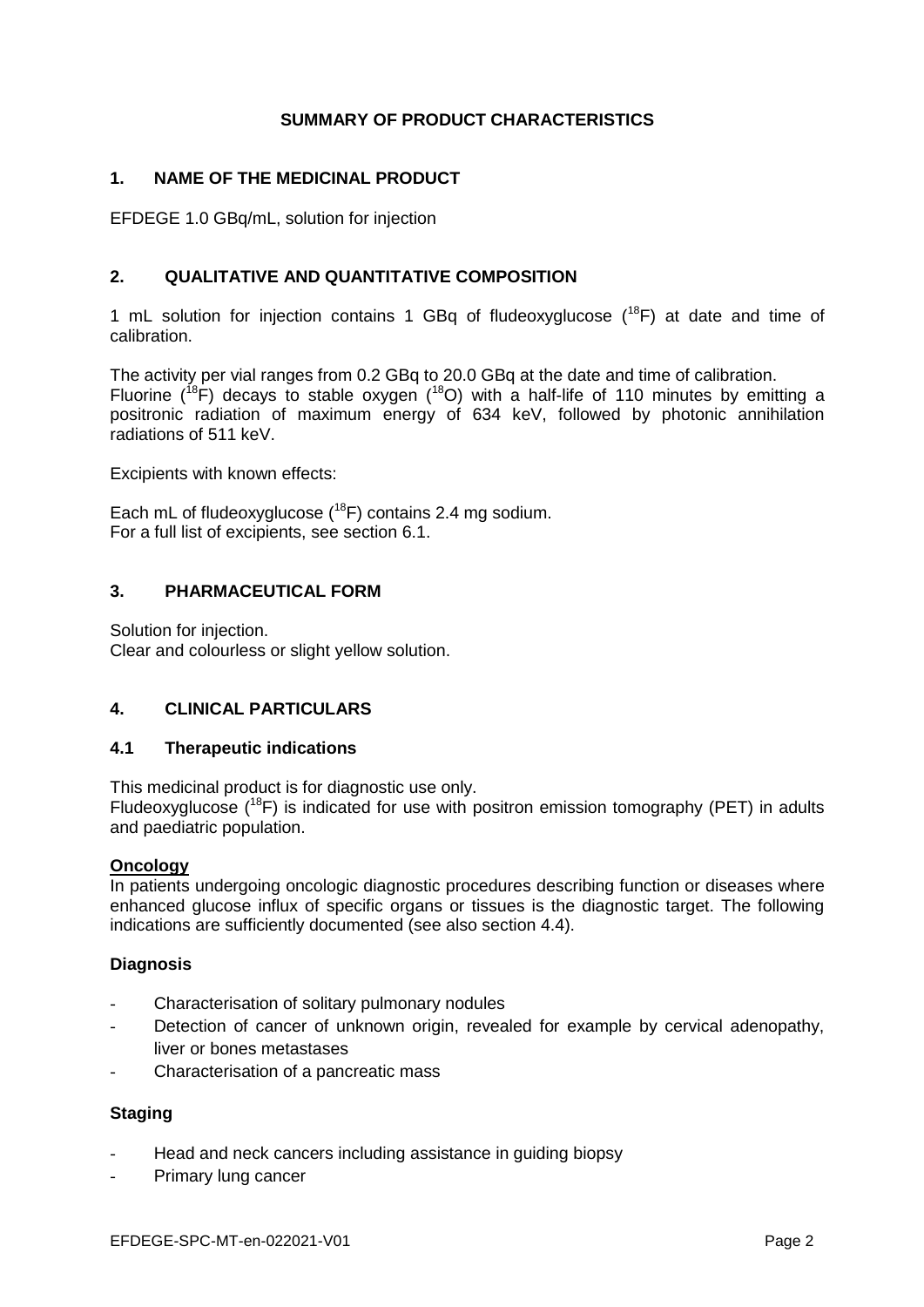**SUMMARY OF PRODUCT CHARACTERISTICS**

## 1. NAME OF THE MEDICINAL PRODUCT

EFDEGE 1.0 GBq/mL, solution for injection

## 2. QUALITATIVE AND QUANTITATIVE COMPOSITION

1 mL solution for injection contains 1 GBq of fludeoxyglucose ($^{18}F$) at date and time of calibration.

The activity per vial ranges from 0.2 GBq to 20.0 GBq at the date and time of calibration.
Fluorine ($^{18}F$) decays to stable oxygen ($^{18}O$) with a half-life of 110 minutes by emitting a positronic radiation of maximum energy of 634 keV, followed by photonic annihilation radiations of 511 keV.

Excipients with known effects:

Each mL of fludeoxyglucose ($^{18}F$) contains 2.4 mg sodium.
For a full list of excipients, see section 6.1.

## 3. PHARMACEUTICAL FORM

Solution for injection.
Clear and colourless or slight yellow solution.

## 4. CLINICAL PARTICULARS

### 4.1 Therapeutic indications

This medicinal product is for diagnostic use only.
Fludeoxyglucose ($^{18}F$) is indicated for use with positron emission tomography (PET) in adults and paediatric population.

**Oncology**

In patients undergoing oncologic diagnostic procedures describing function or diseases where enhanced glucose influx of specific organs or tissues is the diagnostic target. The following indications are sufficiently documented (see also section 4.4).

**Diagnosis**

- Characterisation of solitary pulmonary nodules
- Detection of cancer of unknown origin, revealed for example by cervical adenopathy, liver or bones metastases
- Characterisation of a pancreatic mass

**Staging**

- Head and neck cancers including assistance in guiding biopsy
- Primary lung cancer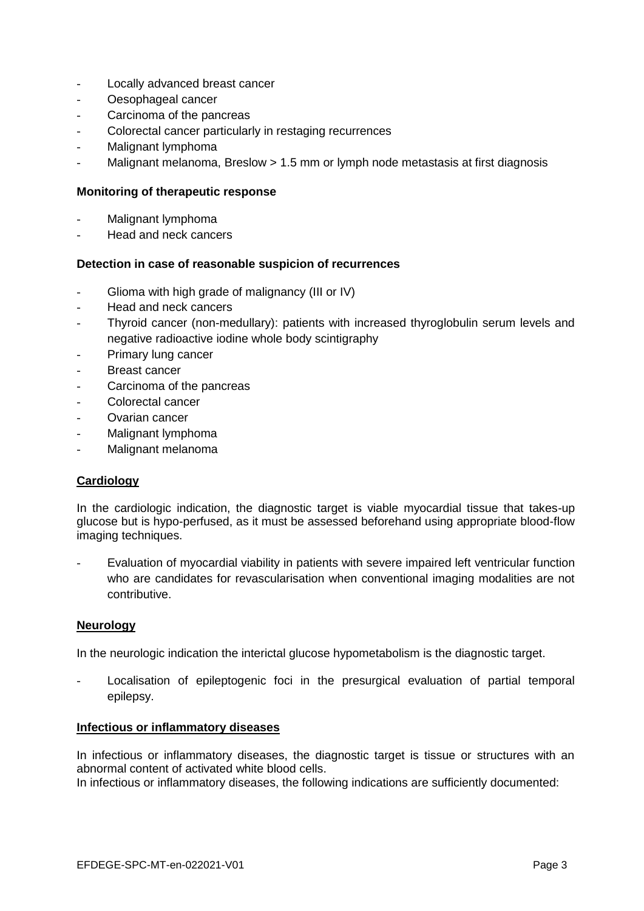- Locally advanced breast cancer
- Oesophageal cancer
- Carcinoma of the pancreas
- Colorectal cancer particularly in restaging recurrences
- Malignant lymphoma
- Malignant melanoma, Breslow > 1.5 mm or lymph node metastasis at first diagnosis

**Monitoring of therapeutic response**

- Malignant lymphoma
- Head and neck cancers

**Detection in case of reasonable suspicion of recurrences**

- Glioma with high grade of malignancy (III or IV)
- Head and neck cancers
- Thyroid cancer (non-medullary): patients with increased thyroglobulin serum levels and negative radioactive iodine whole body scintigraphy
- Primary lung cancer
- Breast cancer
- Carcinoma of the pancreas
- Colorectal cancer
- Ovarian cancer
- Malignant lymphoma
- Malignant melanoma

**Cardiology**

In the cardiologic indication, the diagnostic target is viable myocardial tissue that takes-up glucose but is hypo-perfused, as it must be assessed beforehand using appropriate blood-flow imaging techniques.

- Evaluation of myocardial viability in patients with severe impaired left ventricular function who are candidates for revascularisation when conventional imaging modalities are not contributive.

**Neurology**

In the neurologic indication the interictal glucose hypometabolism is the diagnostic target.

- Localisation of epileptogenic foci in the presurgical evaluation of partial temporal epilepsy.

**Infectious or inflammatory diseases**

In infectious or inflammatory diseases, the diagnostic target is tissue or structures with an abnormal content of activated white blood cells.
In infectious or inflammatory diseases, the following indications are sufficiently documented: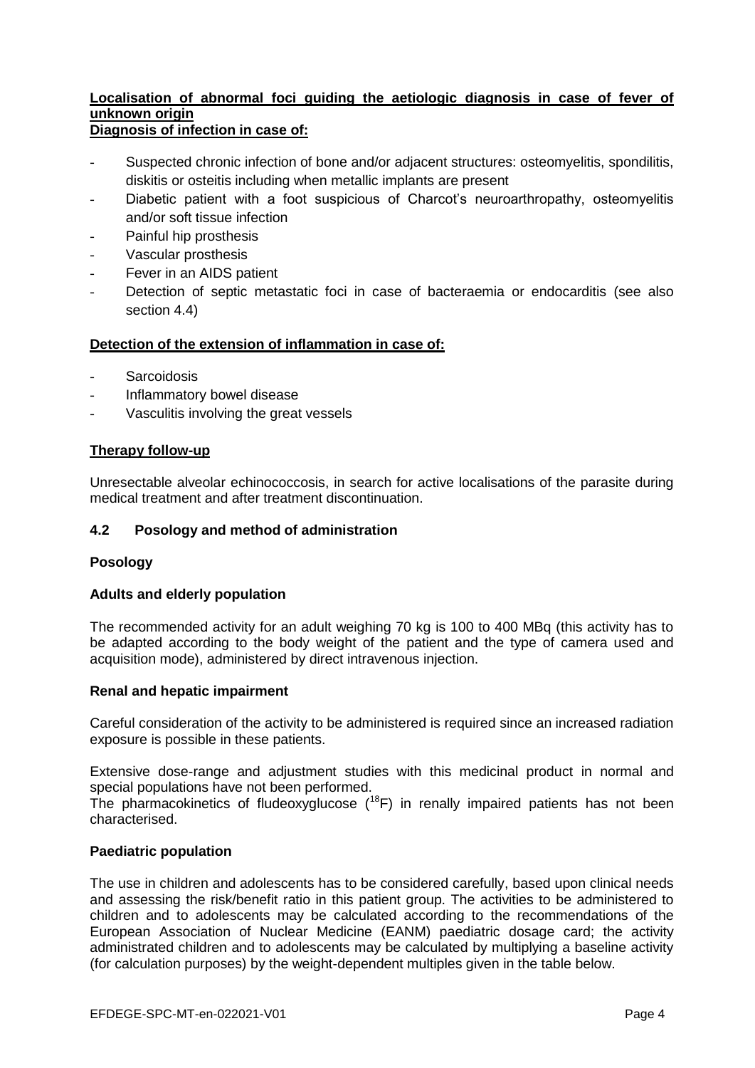**Localisation of abnormal foci guiding the aetiologic diagnosis in case of fever of unknown origin**

**Diagnosis of infection in case of:**

- Suspected chronic infection of bone and/or adjacent structures: osteomyelitis, spondilitis, diskitis or osteitis including when metallic implants are present
- Diabetic patient with a foot suspicious of Charcot's neuroarthropathy, osteomyelitis and/or soft tissue infection
- Painful hip prosthesis
- Vascular prosthesis
- Fever in an AIDS patient
- Detection of septic metastatic foci in case of bacteraemia or endocarditis (see also section 4.4)

**Detection of the extension of inflammation in case of:**

- Sarcoidosis
- Inflammatory bowel disease
- Vasculitis involving the great vessels

**Therapy follow-up**

Unresectable alveolar echinococcosis, in search for active localisations of the parasite during medical treatment and after treatment discontinuation.

## 4.2 Posology and method of administration

### Posology

**Adults and elderly population**

The recommended activity for an adult weighing 70 kg is 100 to 400 MBq (this activity has to be adapted according to the body weight of the patient and the type of camera used and acquisition mode), administered by direct intravenous injection.

**Renal and hepatic impairment**

Careful consideration of the activity to be administered is required since an increased radiation exposure is possible in these patients.

Extensive dose-range and adjustment studies with this medicinal product in normal and special populations have not been performed.

The pharmacokinetics of fludeoxyglucose ($^{18}$F) in renally impaired patients has not been characterised.

**Paediatric population**

The use in children and adolescents has to be considered carefully, based upon clinical needs and assessing the risk/benefit ratio in this patient group. The activities to be administered to children and to adolescents may be calculated according to the recommendations of the European Association of Nuclear Medicine (EANM) paediatric dosage card; the activity administrated children and to adolescents may be calculated by multiplying a baseline activity (for calculation purposes) by the weight-dependent multiples given in the table below.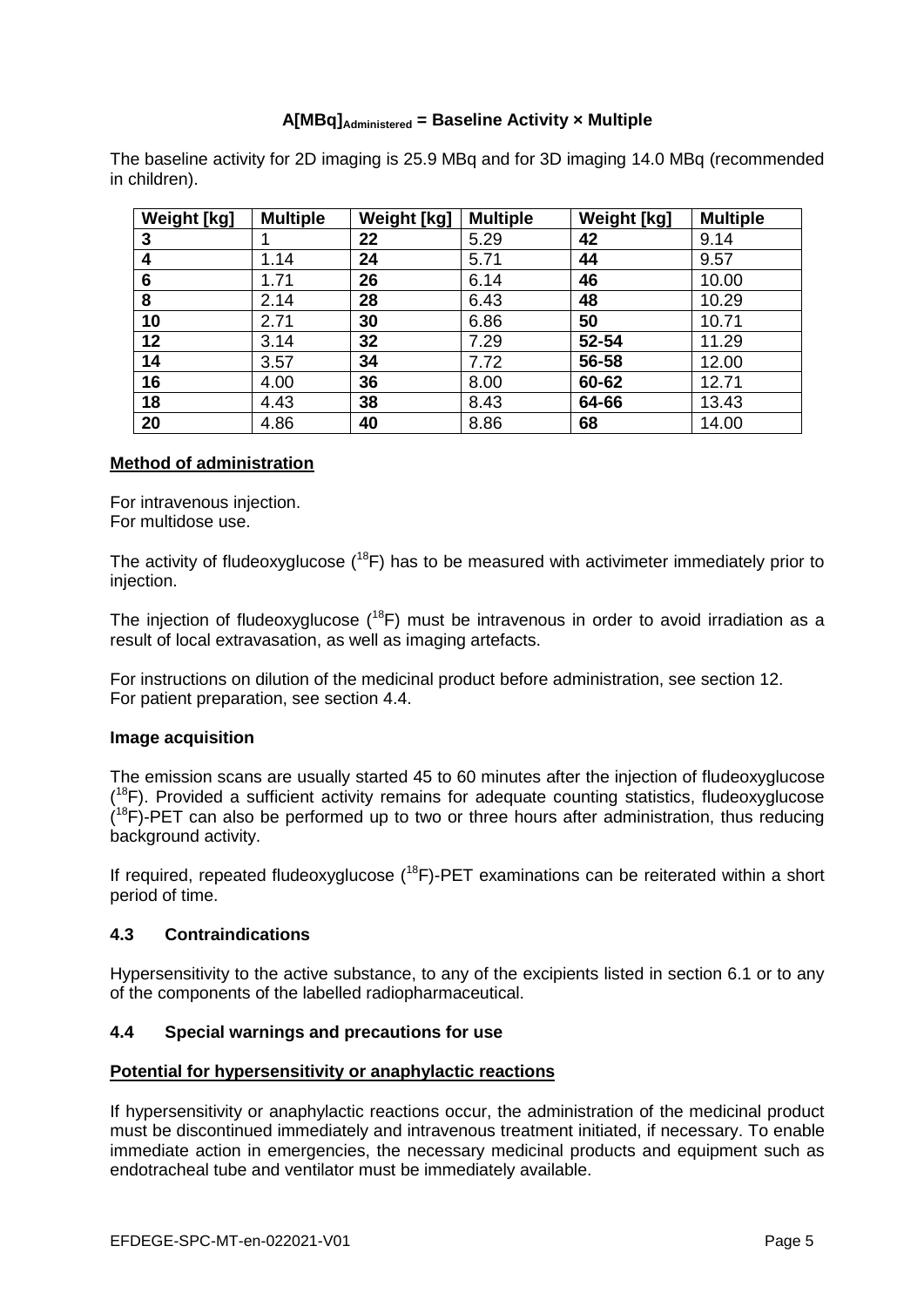**$A[MBq]_{Administered}$ = Baseline Activity × Multiple**

The baseline activity for 2D imaging is 25.9 MBq and for 3D imaging 14.0 MBq (recommended in children).

| Weight [kg] | Multiple | Weight [kg] | Multiple | Weight [kg] | Multiple |
|---|---|---|---|---|---|
| **3** | 1 | **22** | 5.29 | **42** | 9.14 |
| **4** | 1.14 | **24** | 5.71 | **44** | 9.57 |
| **6** | 1.71 | **26** | 6.14 | **46** | 10.00 |
| **8** | 2.14 | **28** | 6.43 | **48** | 10.29 |
| **10** | 2.71 | **30** | 6.86 | **50** | 10.71 |
| **12** | 3.14 | **32** | 7.29 | **52-54** | 11.29 |
| **14** | 3.57 | **34** | 7.72 | **56-58** | 12.00 |
| **16** | 4.00 | **36** | 8.00 | **60-62** | 12.71 |
| **18** | 4.43 | **38** | 8.43 | **64-66** | 13.43 |
| **20** | 4.86 | **40** | 8.86 | **68** | 14.00 |

**Method of administration**

For intravenous injection.
For multidose use.

The activity of fludeoxyglucose ($^{18}F$) has to be measured with activimeter immediately prior to injection.

The injection of fludeoxyglucose ($^{18}F$) must be intravenous in order to avoid irradiation as a result of local extravasation, as well as imaging artefacts.

For instructions on dilution of the medicinal product before administration, see section 12.
For patient preparation, see section 4.4.

**Image acquisition**

The emission scans are usually started 45 to 60 minutes after the injection of fludeoxyglucose ($^{18}F$). Provided a sufficient activity remains for adequate counting statistics, fludeoxyglucose ($^{18}F$)-PET can also be performed up to two or three hours after administration, thus reducing background activity.

If required, repeated fludeoxyglucose ($^{18}F$)-PET examinations can be reiterated within a short period of time.

## 4.3 Contraindications

Hypersensitivity to the active substance, to any of the excipients listed in section 6.1 or to any of the components of the labelled radiopharmaceutical.

## 4.4 Special warnings and precautions for use

**Potential for hypersensitivity or anaphylactic reactions**

If hypersensitivity or anaphylactic reactions occur, the administration of the medicinal product must be discontinued immediately and intravenous treatment initiated, if necessary. To enable immediate action in emergencies, the necessary medicinal products and equipment such as endotracheal tube and ventilator must be immediately available.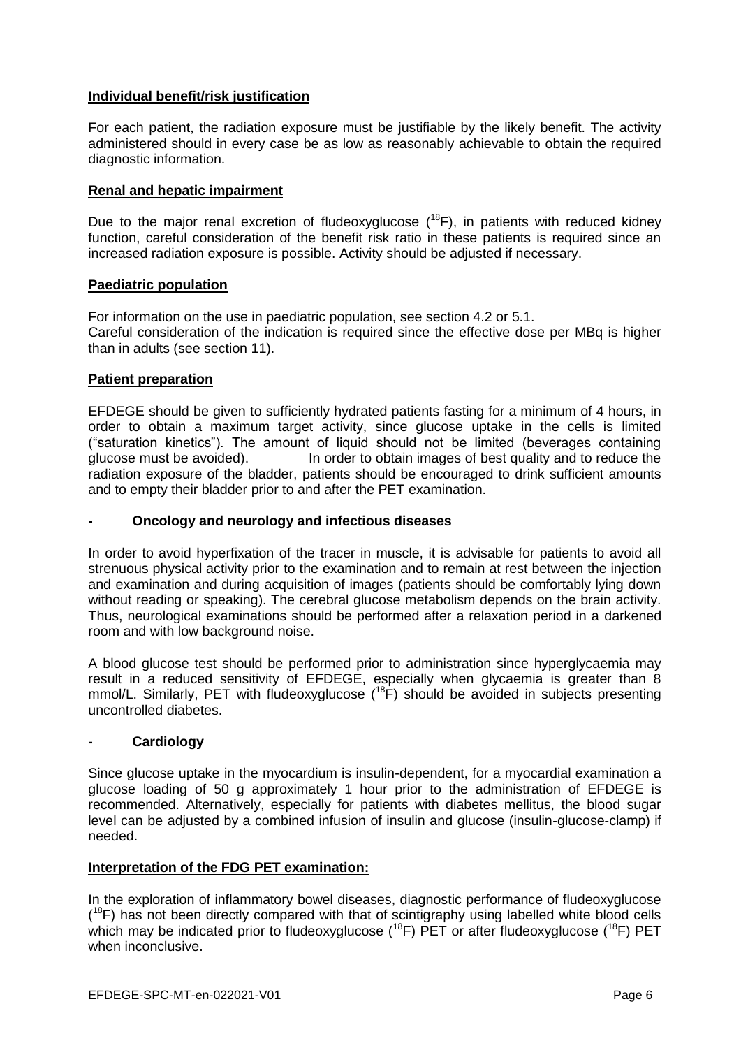**Individual benefit/risk justification**

For each patient, the radiation exposure must be justifiable by the likely benefit. The activity administered should in every case be as low as reasonably achievable to obtain the required diagnostic information.

**Renal and hepatic impairment**

Due to the major renal excretion of fludeoxyglucose ($^{18}$F), in patients with reduced kidney function, careful consideration of the benefit risk ratio in these patients is required since an increased radiation exposure is possible. Activity should be adjusted if necessary.

**Paediatric population**

For information on the use in paediatric population, see section 4.2 or 5.1.
Careful consideration of the indication is required since the effective dose per MBq is higher than in adults (see section 11).

**Patient preparation**

EFDEGE should be given to sufficiently hydrated patients fasting for a minimum of 4 hours, in order to obtain a maximum target activity, since glucose uptake in the cells is limited ("saturation kinetics"). The amount of liquid should not be limited (beverages containing glucose must be avoided). In order to obtain images of best quality and to reduce the radiation exposure of the bladder, patients should be encouraged to drink sufficient amounts and to empty their bladder prior to and after the PET examination.

**- Oncology and neurology and infectious diseases**

In order to avoid hyperfixation of the tracer in muscle, it is advisable for patients to avoid all strenuous physical activity prior to the examination and to remain at rest between the injection and examination and during acquisition of images (patients should be comfortably lying down without reading or speaking). The cerebral glucose metabolism depends on the brain activity. Thus, neurological examinations should be performed after a relaxation period in a darkened room and with low background noise.

A blood glucose test should be performed prior to administration since hyperglycaemia may result in a reduced sensitivity of EFDEGE, especially when glycaemia is greater than 8 mmol/L. Similarly, PET with fludeoxyglucose ($^{18}$F) should be avoided in subjects presenting uncontrolled diabetes.

**- Cardiology**

Since glucose uptake in the myocardium is insulin-dependent, for a myocardial examination a glucose loading of 50 g approximately 1 hour prior to the administration of EFDEGE is recommended. Alternatively, especially for patients with diabetes mellitus, the blood sugar level can be adjusted by a combined infusion of insulin and glucose (insulin-glucose-clamp) if needed.

**Interpretation of the FDG PET examination:**

In the exploration of inflammatory bowel diseases, diagnostic performance of fludeoxyglucose ($^{18}$F) has not been directly compared with that of scintigraphy using labelled white blood cells which may be indicated prior to fludeoxyglucose ($^{18}$F) PET or after fludeoxyglucose ($^{18}$F) PET when inconclusive.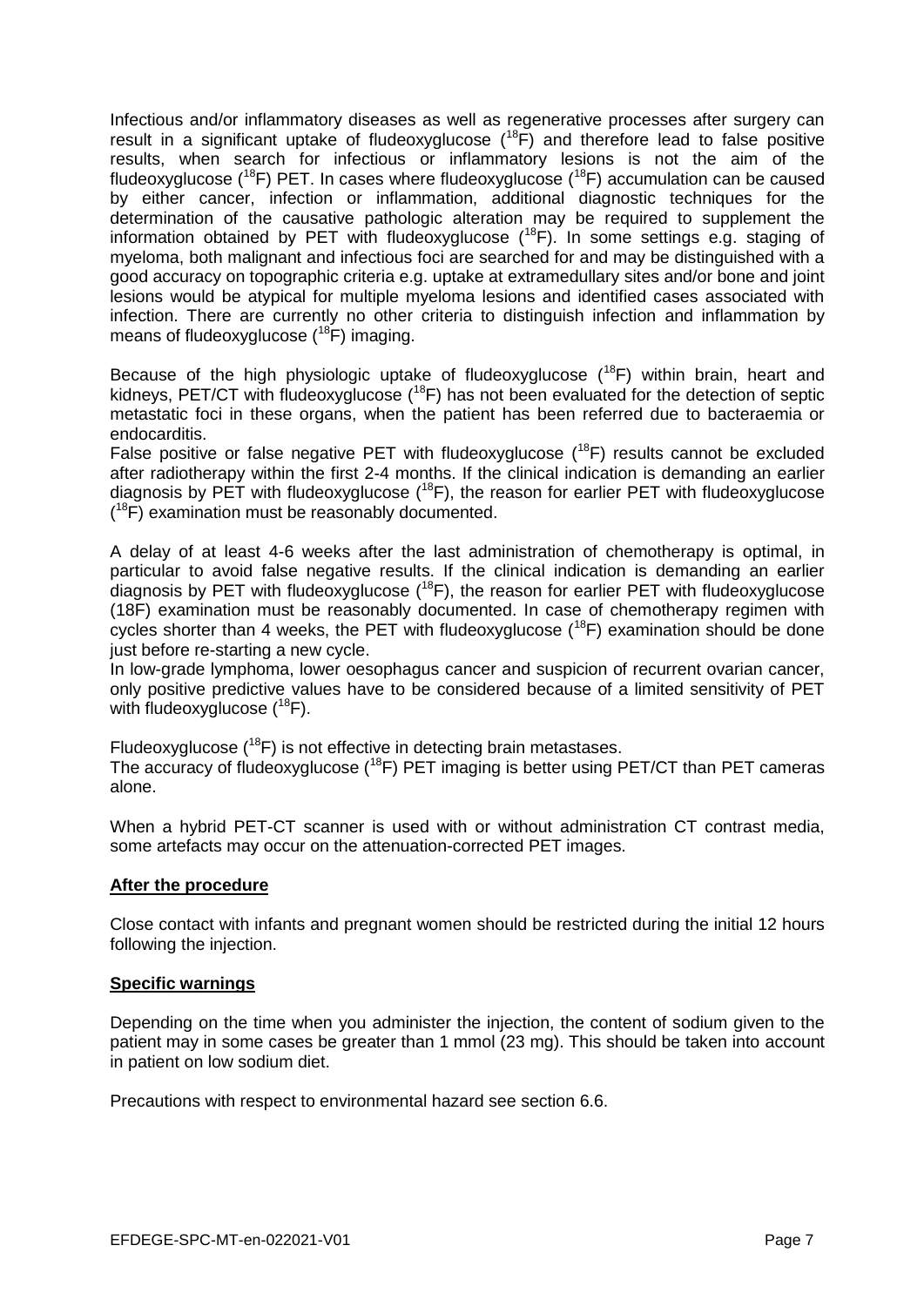Infectious and/or inflammatory diseases as well as regenerative processes after surgery can result in a significant uptake of fludeoxyglucose ($^{18}$F) and therefore lead to false positive results, when search for infectious or inflammatory lesions is not the aim of the fludeoxyglucose ($^{18}$F) PET. In cases where fludeoxyglucose ($^{18}$F) accumulation can be caused by either cancer, infection or inflammation, additional diagnostic techniques for the determination of the causative pathologic alteration may be required to supplement the information obtained by PET with fludeoxyglucose ($^{18}$F). In some settings e.g. staging of myeloma, both malignant and infectious foci are searched for and may be distinguished with a good accuracy on topographic criteria e.g. uptake at extramedullary sites and/or bone and joint lesions would be atypical for multiple myeloma lesions and identified cases associated with infection. There are currently no other criteria to distinguish infection and inflammation by means of fludeoxyglucose ($^{18}$F) imaging.

Because of the high physiologic uptake of fludeoxyglucose ($^{18}$F) within brain, heart and kidneys, PET/CT with fludeoxyglucose ($^{18}$F) has not been evaluated for the detection of septic metastatic foci in these organs, when the patient has been referred due to bacteraemia or endocarditis.
False positive or false negative PET with fludeoxyglucose ($^{18}$F) results cannot be excluded after radiotherapy within the first 2-4 months. If the clinical indication is demanding an earlier diagnosis by PET with fludeoxyglucose ($^{18}$F), the reason for earlier PET with fludeoxyglucose ($^{18}$F) examination must be reasonably documented.

A delay of at least 4-6 weeks after the last administration of chemotherapy is optimal, in particular to avoid false negative results. If the clinical indication is demanding an earlier diagnosis by PET with fludeoxyglucose ($^{18}$F), the reason for earlier PET with fludeoxyglucose (18F) examination must be reasonably documented. In case of chemotherapy regimen with cycles shorter than 4 weeks, the PET with fludeoxyglucose ($^{18}$F) examination should be done just before re-starting a new cycle.
In low-grade lymphoma, lower oesophagus cancer and suspicion of recurrent ovarian cancer, only positive predictive values have to be considered because of a limited sensitivity of PET with fludeoxyglucose ($^{18}$F).

Fludeoxyglucose ($^{18}$F) is not effective in detecting brain metastases.
The accuracy of fludeoxyglucose ($^{18}$F) PET imaging is better using PET/CT than PET cameras alone.

When a hybrid PET-CT scanner is used with or without administration CT contrast media, some artefacts may occur on the attenuation-corrected PET images.

**After the procedure**

Close contact with infants and pregnant women should be restricted during the initial 12 hours following the injection.

**Specific warnings**

Depending on the time when you administer the injection, the content of sodium given to the patient may in some cases be greater than 1 mmol (23 mg). This should be taken into account in patient on low sodium diet.

Precautions with respect to environmental hazard see section 6.6.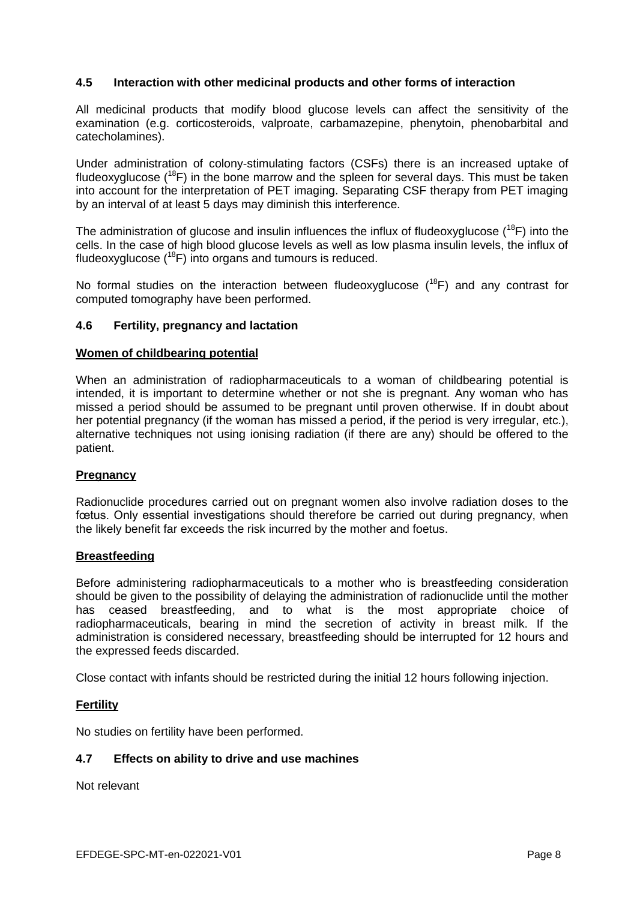## 4.5 Interaction with other medicinal products and other forms of interaction

All medicinal products that modify blood glucose levels can affect the sensitivity of the examination (e.g. corticosteroids, valproate, carbamazepine, phenytoin, phenobarbital and catecholamines).

Under administration of colony-stimulating factors (CSFs) there is an increased uptake of fludeoxyglucose ($^{18}F$) in the bone marrow and the spleen for several days. This must be taken into account for the interpretation of PET imaging. Separating CSF therapy from PET imaging by an interval of at least 5 days may diminish this interference.

The administration of glucose and insulin influences the influx of fludeoxyglucose ($^{18}F$) into the cells. In the case of high blood glucose levels as well as low plasma insulin levels, the influx of fludeoxyglucose ($^{18}F$) into organs and tumours is reduced.

No formal studies on the interaction between fludeoxyglucose ($^{18}F$) and any contrast for computed tomography have been performed.

## 4.6 Fertility, pregnancy and lactation

**Women of childbearing potential**

When an administration of radiopharmaceuticals to a woman of childbearing potential is intended, it is important to determine whether or not she is pregnant. Any woman who has missed a period should be assumed to be pregnant until proven otherwise. If in doubt about her potential pregnancy (if the woman has missed a period, if the period is very irregular, etc.), alternative techniques not using ionising radiation (if there are any) should be offered to the patient.

**Pregnancy**

Radionuclide procedures carried out on pregnant women also involve radiation doses to the fœtus. Only essential investigations should therefore be carried out during pregnancy, when the likely benefit far exceeds the risk incurred by the mother and foetus.

**Breastfeeding**

Before administering radiopharmaceuticals to a mother who is breastfeeding consideration should be given to the possibility of delaying the administration of radionuclide until the mother has ceased breastfeeding, and to what is the most appropriate choice of radiopharmaceuticals, bearing in mind the secretion of activity in breast milk. If the administration is considered necessary, breastfeeding should be interrupted for 12 hours and the expressed feeds discarded.

Close contact with infants should be restricted during the initial 12 hours following injection.

**Fertility**

No studies on fertility have been performed.

## 4.7 Effects on ability to drive and use machines

Not relevant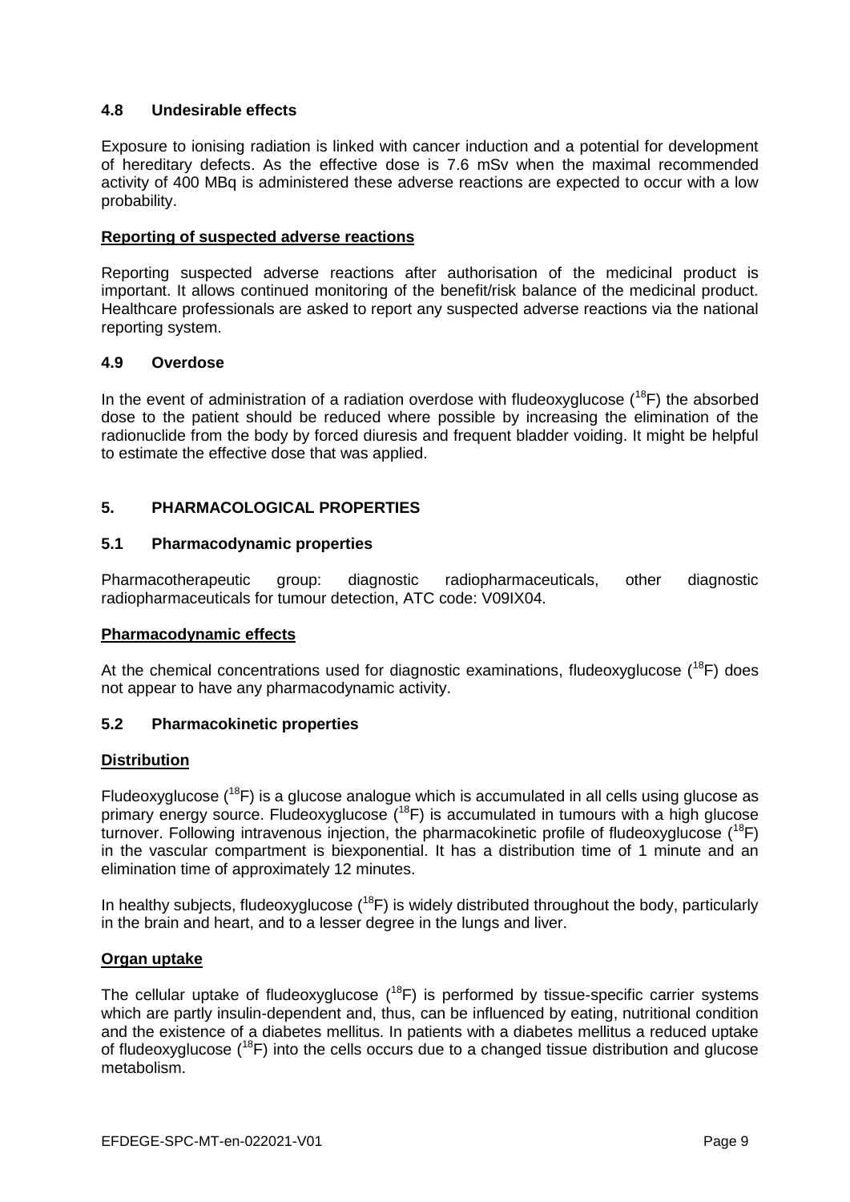### 4.8 Undesirable effects

Exposure to ionising radiation is linked with cancer induction and a potential for development of hereditary defects. As the effective dose is 7.6 mSv when the maximal recommended activity of 400 MBq is administered these adverse reactions are expected to occur with a low probability.

**Reporting of suspected adverse reactions**

Reporting suspected adverse reactions after authorisation of the medicinal product is important. It allows continued monitoring of the benefit/risk balance of the medicinal product. Healthcare professionals are asked to report any suspected adverse reactions via the national reporting system.

### 4.9 Overdose

In the event of administration of a radiation overdose with fludeoxyglucose ($^{18}$F) the absorbed dose to the patient should be reduced where possible by increasing the elimination of the radionuclide from the body by forced diuresis and frequent bladder voiding. It might be helpful to estimate the effective dose that was applied.

## 5. PHARMACOLOGICAL PROPERTIES

### 5.1 Pharmacodynamic properties

Pharmacotherapeutic group: diagnostic radiopharmaceuticals, other diagnostic radiopharmaceuticals for tumour detection, ATC code: V09IX04.

**Pharmacodynamic effects**

At the chemical concentrations used for diagnostic examinations, fludeoxyglucose ($^{18}$F) does not appear to have any pharmacodynamic activity.

### 5.2 Pharmacokinetic properties

**Distribution**

Fludeoxyglucose ($^{18}$F) is a glucose analogue which is accumulated in all cells using glucose as primary energy source. Fludeoxyglucose ($^{18}$F) is accumulated in tumours with a high glucose turnover. Following intravenous injection, the pharmacokinetic profile of fludeoxyglucose ($^{18}$F) in the vascular compartment is biexponential. It has a distribution time of 1 minute and an elimination time of approximately 12 minutes.

In healthy subjects, fludeoxyglucose ($^{18}$F) is widely distributed throughout the body, particularly in the brain and heart, and to a lesser degree in the lungs and liver.

**Organ uptake**

The cellular uptake of fludeoxyglucose ($^{18}$F) is performed by tissue-specific carrier systems which are partly insulin-dependent and, thus, can be influenced by eating, nutritional condition and the existence of a diabetes mellitus. In patients with a diabetes mellitus a reduced uptake of fludeoxyglucose ($^{18}$F) into the cells occurs due to a changed tissue distribution and glucose metabolism.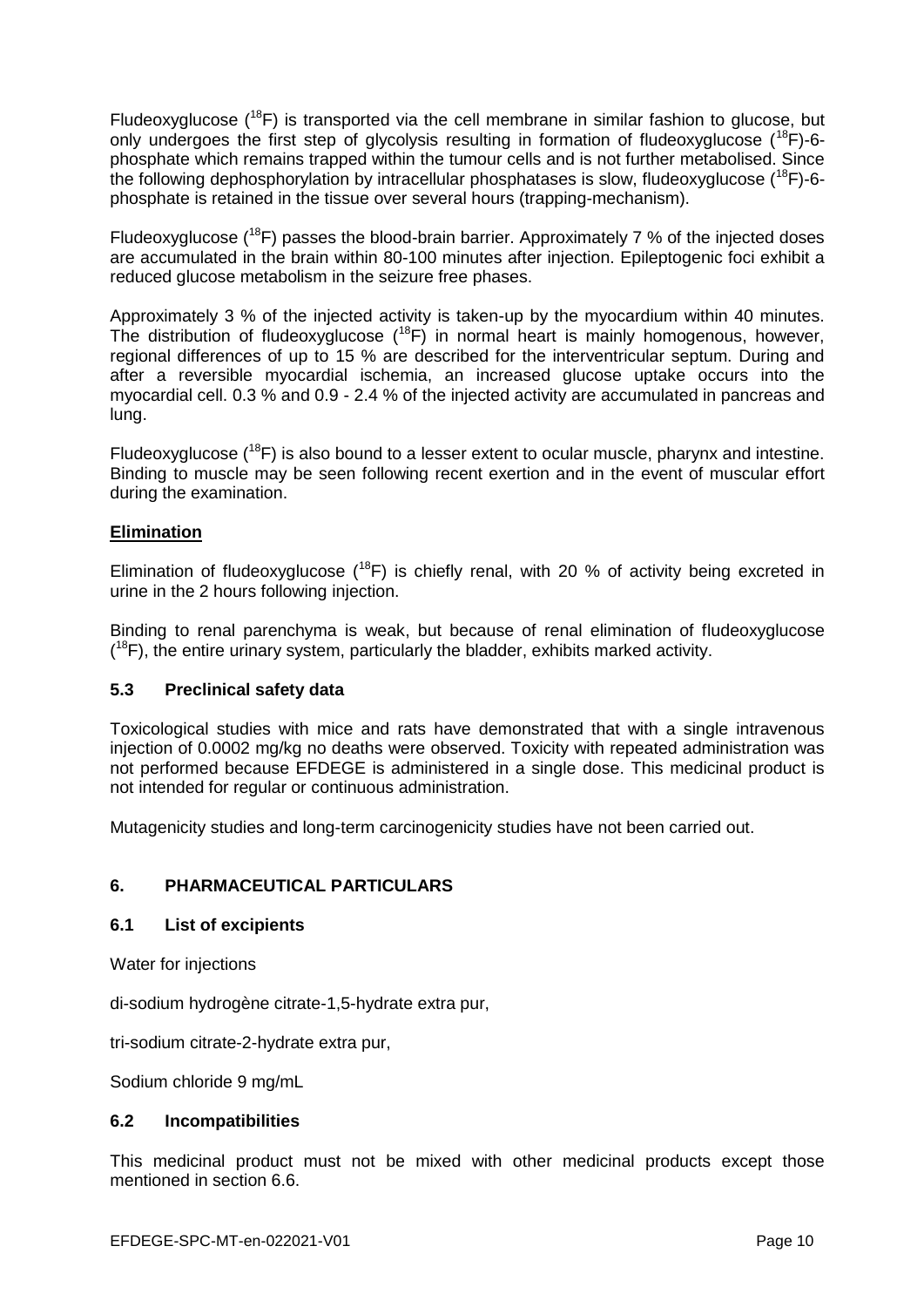Fludeoxyglucose ($^{18}$F) is transported via the cell membrane in similar fashion to glucose, but only undergoes the first step of glycolysis resulting in formation of fludeoxyglucose ($^{18}$F)-6-phosphate which remains trapped within the tumour cells and is not further metabolised. Since the following dephosphorylation by intracellular phosphatases is slow, fludeoxyglucose ($^{18}$F)-6-phosphate is retained in the tissue over several hours (trapping-mechanism).

Fludeoxyglucose ($^{18}$F) passes the blood-brain barrier. Approximately 7 % of the injected doses are accumulated in the brain within 80-100 minutes after injection. Epileptogenic foci exhibit a reduced glucose metabolism in the seizure free phases.

Approximately 3 % of the injected activity is taken-up by the myocardium within 40 minutes. The distribution of fludeoxyglucose ($^{18}$F) in normal heart is mainly homogenous, however, regional differences of up to 15 % are described for the interventricular septum. During and after a reversible myocardial ischemia, an increased glucose uptake occurs into the myocardial cell. 0.3 % and 0.9 - 2.4 % of the injected activity are accumulated in pancreas and lung.

Fludeoxyglucose ($^{18}$F) is also bound to a lesser extent to ocular muscle, pharynx and intestine. Binding to muscle may be seen following recent exertion and in the event of muscular effort during the examination.

**Elimination**

Elimination of fludeoxyglucose ($^{18}$F) is chiefly renal, with 20 % of activity being excreted in urine in the 2 hours following injection.

Binding to renal parenchyma is weak, but because of renal elimination of fludeoxyglucose ($^{18}$F), the entire urinary system, particularly the bladder, exhibits marked activity.

### 5.3 Preclinical safety data

Toxicological studies with mice and rats have demonstrated that with a single intravenous injection of 0.0002 mg/kg no deaths were observed. Toxicity with repeated administration was not performed because EFDEGE is administered in a single dose. This medicinal product is not intended for regular or continuous administration.

Mutagenicity studies and long-term carcinogenicity studies have not been carried out.

## 6. PHARMACEUTICAL PARTICULARS

### 6.1 List of excipients

Water for injections

di-sodium hydrogène citrate-1,5-hydrate extra pur,

tri-sodium citrate-2-hydrate extra pur,

Sodium chloride 9 mg/mL

### 6.2 Incompatibilities

This medicinal product must not be mixed with other medicinal products except those mentioned in section 6.6.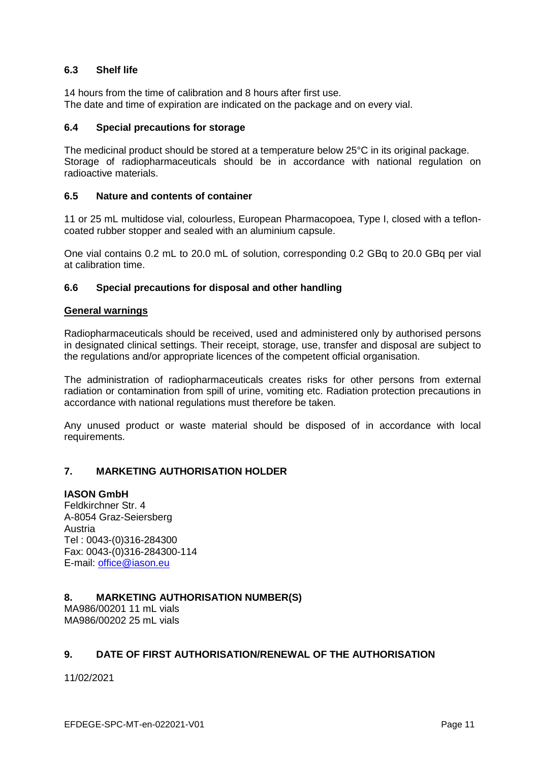### 6.3 Shelf life

14 hours from the time of calibration and 8 hours after first use.
The date and time of expiration are indicated on the package and on every vial.

### 6.4 Special precautions for storage

The medicinal product should be stored at a temperature below 25°C in its original package.
Storage of radiopharmaceuticals should be in accordance with national regulation on radioactive materials.

### 6.5 Nature and contents of container

11 or 25 mL multidose vial, colourless, European Pharmacopoea, Type I, closed with a teflon-coated rubber stopper and sealed with an aluminium capsule.

One vial contains 0.2 mL to 20.0 mL of solution, corresponding 0.2 GBq to 20.0 GBq per vial at calibration time.

### 6.6 Special precautions for disposal and other handling

**General warnings**

Radiopharmaceuticals should be received, used and administered only by authorised persons in designated clinical settings. Their receipt, storage, use, transfer and disposal are subject to the regulations and/or appropriate licences of the competent official organisation.

The administration of radiopharmaceuticals creates risks for other persons from external radiation or contamination from spill of urine, vomiting etc. Radiation protection precautions in accordance with national regulations must therefore be taken.

Any unused product or waste material should be disposed of in accordance with local requirements.

## 7. MARKETING AUTHORISATION HOLDER

**IASON GmbH**
Feldkirchner Str. 4
A-8054 Graz-Seiersberg
Austria
Tel : 0043-(0)316-284300
Fax: 0043-(0)316-284300-114
E-mail: office@iason.eu

## 8. MARKETING AUTHORISATION NUMBER(S)

MA986/00201 11 mL vials
MA986/00202 25 mL vials

## 9. DATE OF FIRST AUTHORISATION/RENEWAL OF THE AUTHORISATION

11/02/2021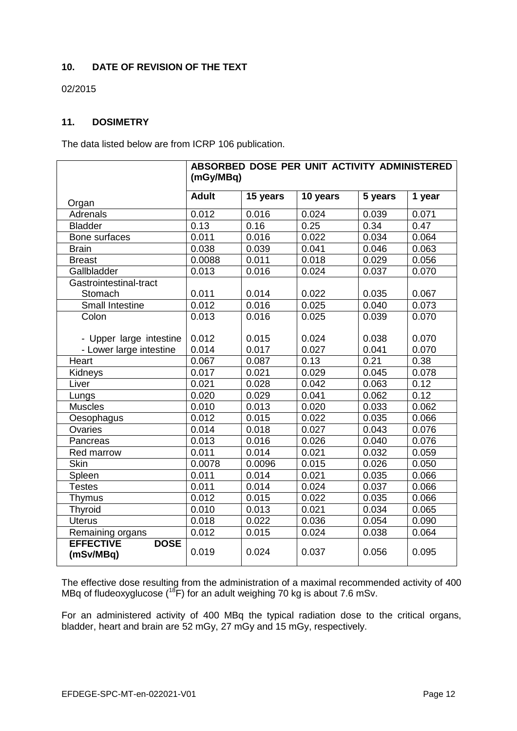## 10. DATE OF REVISION OF THE TEXT

02/2015

## 11. DOSIMETRY

The data listed below are from ICRP 106 publication.

| Organ | ABSORBED DOSE PER UNIT ACTIVITY ADMINISTERED (mGy/MBq) | | | | |
|---|---|---|---|---|---|
| | **Adult** | **15 years** | **10 years** | **5 years** | **1 year** |
| Adrenals | 0.012 | 0.016 | 0.024 | 0.039 | 0.071 |
| Bladder | 0.13 | 0.16 | 0.25 | 0.34 | 0.47 |
| Bone surfaces | 0.011 | 0.016 | 0.022 | 0.034 | 0.064 |
| Brain | 0.038 | 0.039 | 0.041 | 0.046 | 0.063 |
| Breast | 0.0088 | 0.011 | 0.018 | 0.029 | 0.056 |
| Gallbladder | 0.013 | 0.016 | 0.024 | 0.037 | 0.070 |
| Gastrointestinal-tract Stomach | 0.011 | 0.014 | 0.022 | 0.035 | 0.067 |
| Small Intestine | 0.012 | 0.016 | 0.025 | 0.040 | 0.073 |
| Colon | 0.013 | 0.016 | 0.025 | 0.039 | 0.070 |
| - Upper large intestine | 0.012 | 0.015 | 0.024 | 0.038 | 0.070 |
| - Lower large intestine | 0.014 | 0.017 | 0.027 | 0.041 | 0.070 |
| Heart | 0.067 | 0.087 | 0.13 | 0.21 | 0.38 |
| Kidneys | 0.017 | 0.021 | 0.029 | 0.045 | 0.078 |
| Liver | 0.021 | 0.028 | 0.042 | 0.063 | 0.12 |
| Lungs | 0.020 | 0.029 | 0.041 | 0.062 | 0.12 |
| Muscles | 0.010 | 0.013 | 0.020 | 0.033 | 0.062 |
| Oesophagus | 0.012 | 0.015 | 0.022 | 0.035 | 0.066 |
| Ovaries | 0.014 | 0.018 | 0.027 | 0.043 | 0.076 |
| Pancreas | 0.013 | 0.016 | 0.026 | 0.040 | 0.076 |
| Red marrow | 0.011 | 0.014 | 0.021 | 0.032 | 0.059 |
| Skin | 0.0078 | 0.0096 | 0.015 | 0.026 | 0.050 |
| Spleen | 0.011 | 0.014 | 0.021 | 0.035 | 0.066 |
| Testes | 0.011 | 0.014 | 0.024 | 0.037 | 0.066 |
| Thymus | 0.012 | 0.015 | 0.022 | 0.035 | 0.066 |
| Thyroid | 0.010 | 0.013 | 0.021 | 0.034 | 0.065 |
| Uterus | 0.018 | 0.022 | 0.036 | 0.054 | 0.090 |
| Remaining organs | 0.012 | 0.015 | 0.024 | 0.038 | 0.064 |
| **EFFECTIVE DOSE (mSv/MBq)** | 0.019 | 0.024 | 0.037 | 0.056 | 0.095 |

The effective dose resulting from the administration of a maximal recommended activity of 400 MBq of fludeoxyglucose ($^{18}F$) for an adult weighing 70 kg is about 7.6 mSv.

For an administered activity of 400 MBq the typical radiation dose to the critical organs, bladder, heart and brain are 52 mGy, 27 mGy and 15 mGy, respectively.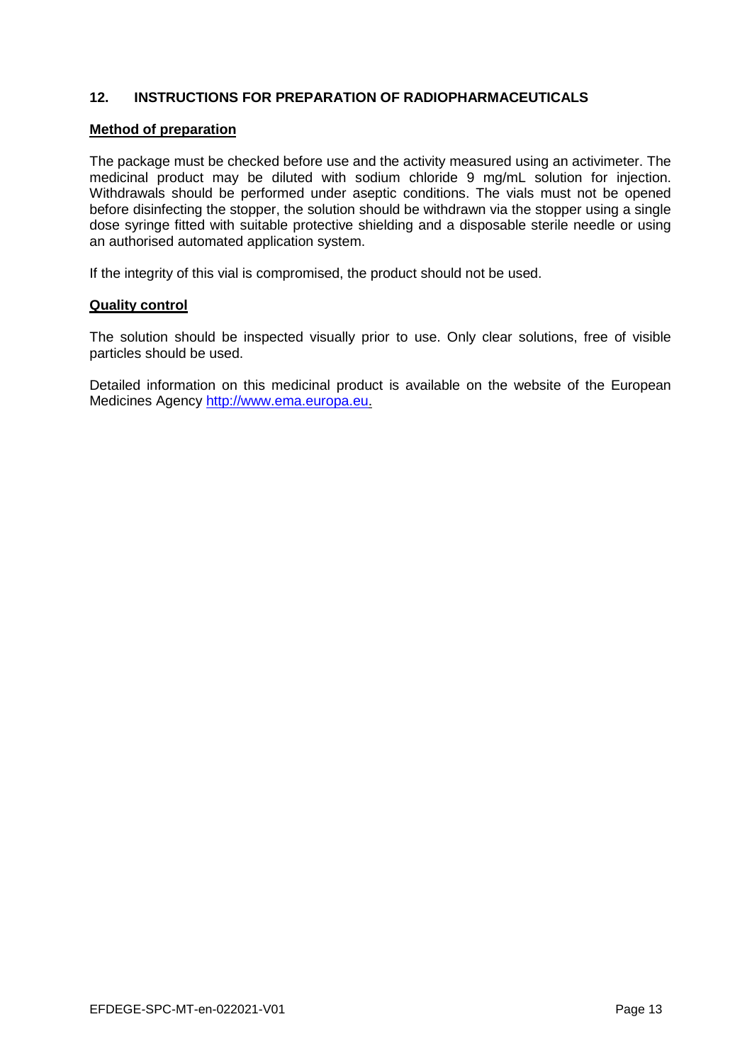## 12. INSTRUCTIONS FOR PREPARATION OF RADIOPHARMACEUTICALS

**Method of preparation**

The package must be checked before use and the activity measured using an activimeter. The medicinal product may be diluted with sodium chloride 9 mg/mL solution for injection. Withdrawals should be performed under aseptic conditions. The vials must not be opened before disinfecting the stopper, the solution should be withdrawn via the stopper using a single dose syringe fitted with suitable protective shielding and a disposable sterile needle or using an authorised automated application system.

If the integrity of this vial is compromised, the product should not be used.

**Quality control**

The solution should be inspected visually prior to use. Only clear solutions, free of visible particles should be used.

Detailed information on this medicinal product is available on the website of the European Medicines Agency http://www.ema.europa.eu.